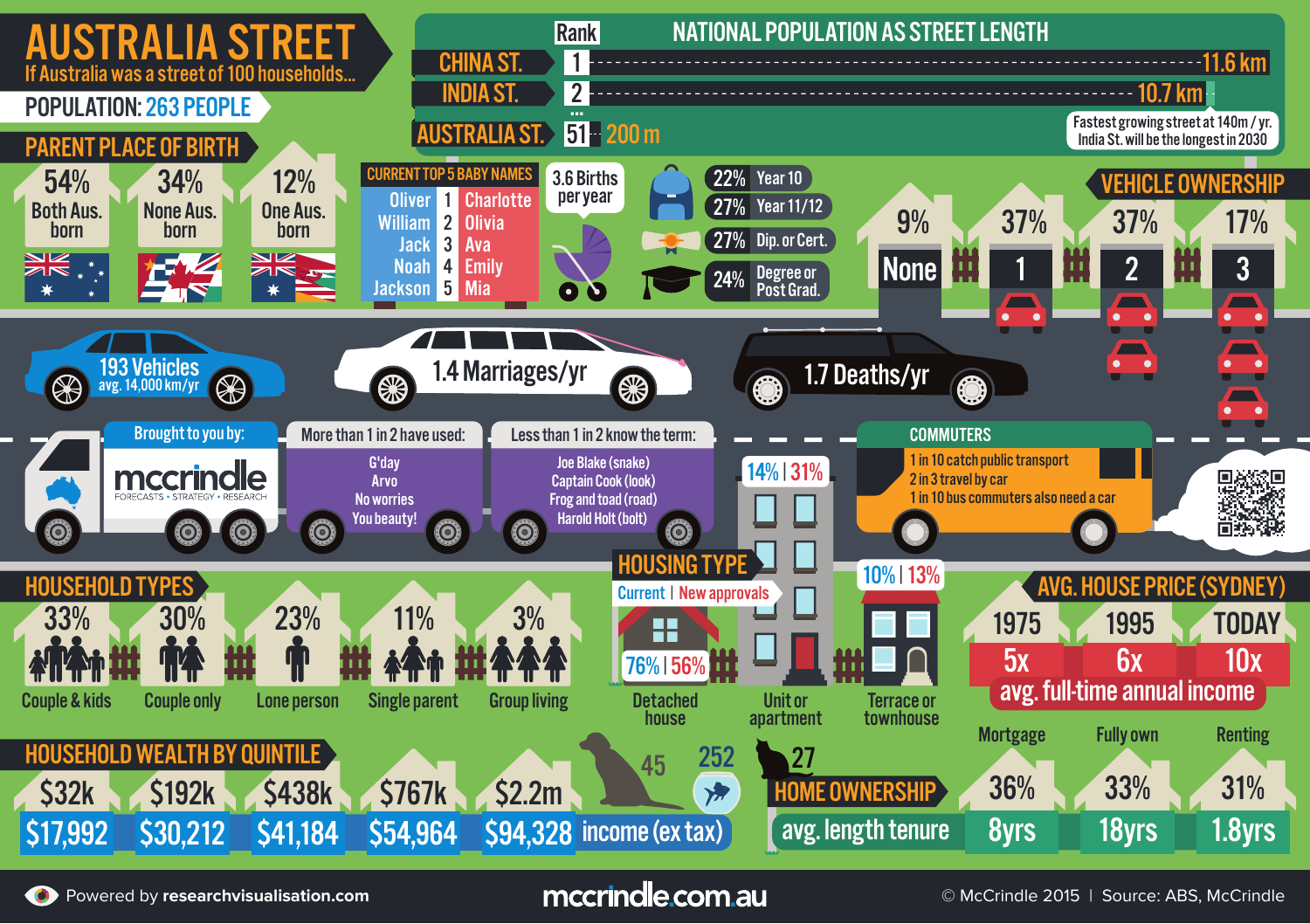# AUSTRALIA STREET

If Australia was a street of 100 households...

**POPULATION: 263 PEOPLE**

## NATIONAL POPULATION AS STREET LENGTH

| Rank | Street | Length |
|---|---|---|
| 1 | CHINA ST. | 11.6 km |
| 2 | INDIA ST. | 10.7 km |
| ... | | |
| 51 | AUSTRALIA ST. | 200 m |

Fastest growing street at 140m / yr. India St. will be the longest in 2030

## PARENT PLACE OF BIRTH

- 54% Both Aus. born
- 34% None Aus. born
- 12% One Aus. born

## CURRENT TOP 5 BABY NAMES

| Boys | Rank | Girls |
|---|---|---|
| Oliver | 1 | Charlotte |
| William | 2 | Olivia |
| Jack | 3 | Ava |
| Noah | 4 | Emily |
| Jackson | 5 | Mia |

3.6 Births per year

## EDUCATION

- 22% Year 10
- 27% Year 11/12
- 27% Dip. or Cert.
- 24% Degree or Post Grad.

## VEHICLE OWNERSHIP

| None | 1 | 2 | 3 |
|---|---|---|---|
| 9% | 37% | 37% | 17% |

- 193 Vehicles, avg. 14,000 km/yr
- 1.4 Marriages/yr
- 1.7 Deaths/yr

Brought to you by: mccrindle — FORECASTS • STRATEGY • RESEARCH

**More than 1 in 2 have used:**
G'day
Arvo
No worries
You beauty!

**Less than 1 in 2 know the term:**
Joe Blake (snake)
Captain Cook (look)
Frog and toad (road)
Harold Holt (bolt)

## COMMUTERS

- 1 in 10 catch public transport
- 2 in 3 travel by car
- 1 in 10 bus commuters also need a car

## HOUSING TYPE

Current | New approvals

| Type | Current | New approvals |
|---|---|---|
| Detached house | 76% | 56% |
| Unit or apartment | 14% | 31% |
| Terrace or townhouse | 10% | 13% |

## AVG. HOUSE PRICE (SYDNEY)

| 1975 | 1995 | TODAY |
|---|---|---|
| 5x | 6x | 10x |

avg. full-time annual income

## HOUSEHOLD TYPES

- 33% Couple & kids
- 30% Couple only
- 23% Lone person
- 11% Single parent
- 3% Group living

## HOUSEHOLD WEALTH BY QUINTILE

| Wealth | $32k | $192k | $438k | $767k | $2.2m |
|---|---|---|---|---|---|
| income (ex tax) | $17,992 | $30,212 | $41,184 | $54,964 | $94,328 |

Dogs: 45 | Fish: 252 | Cats: 27

## HOME OWNERSHIP

| | Mortgage | Fully own | Renting |
|---|---|---|---|
| | 36% | 33% | 31% |
| avg. length tenure | 8yrs | 18yrs | 1.8yrs |

Powered by researchvisualisation.com

mccrindle.com.au

© McCrindle 2015 | Source: ABS, McCrindle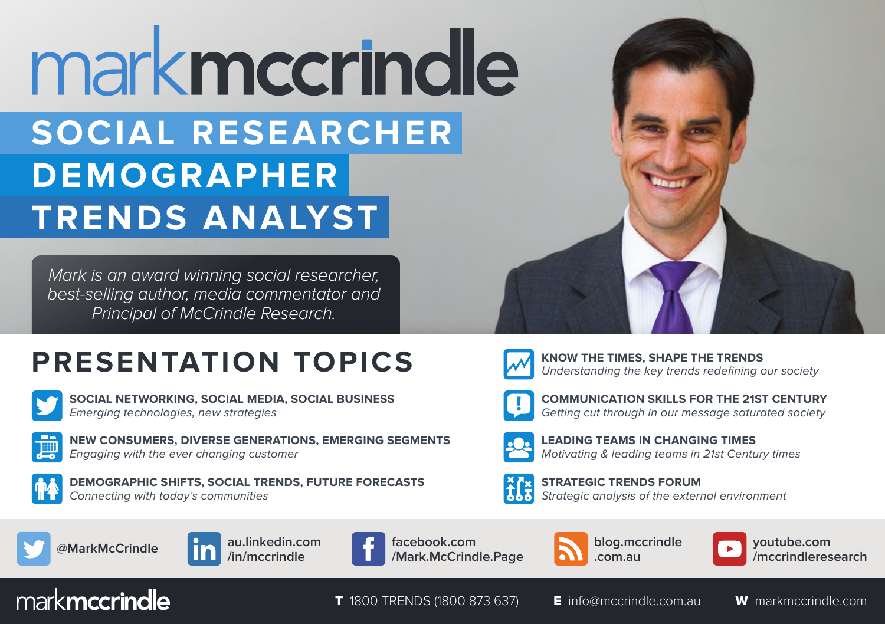# markmccrindle

## SOCIAL RESEARCHER
## DEMOGRAPHER
## TRENDS ANALYST

*Mark is an award winning social researcher, best-selling author, media commentator and Principal of McCrindle Research.*

## PRESENTATION TOPICS

**SOCIAL NETWORKING, SOCIAL MEDIA, SOCIAL BUSINESS**
*Emerging technologies, new strategies*

**NEW CONSUMERS, DIVERSE GENERATIONS, EMERGING SEGMENTS**
*Engaging with the ever changing customer*

**DEMOGRAPHIC SHIFTS, SOCIAL TRENDS, FUTURE FORECASTS**
*Connecting with today's communities*

**KNOW THE TIMES, SHAPE THE TRENDS**
*Understanding the key trends redefining our society*

**COMMUNICATION SKILLS FOR THE 21ST CENTURY**
*Getting cut through in our message saturated society*

**LEADING TEAMS IN CHANGING TIMES**
*Motivating & leading teams in 21st Century times*

**STRATEGIC TRENDS FORUM**
*Strategic analysis of the external environment*

@MarkMcCrindle

au.linkedin.com/in/mccrindle

facebook.com/Mark.McCrindle.Page

blog.mccrindle.com.au

youtube.com/mccrindleresearch

markmccrindle

**T** 1800 TRENDS (1800 873 637) **E** info@mccrindle.com.au **W** markmccrindle.com